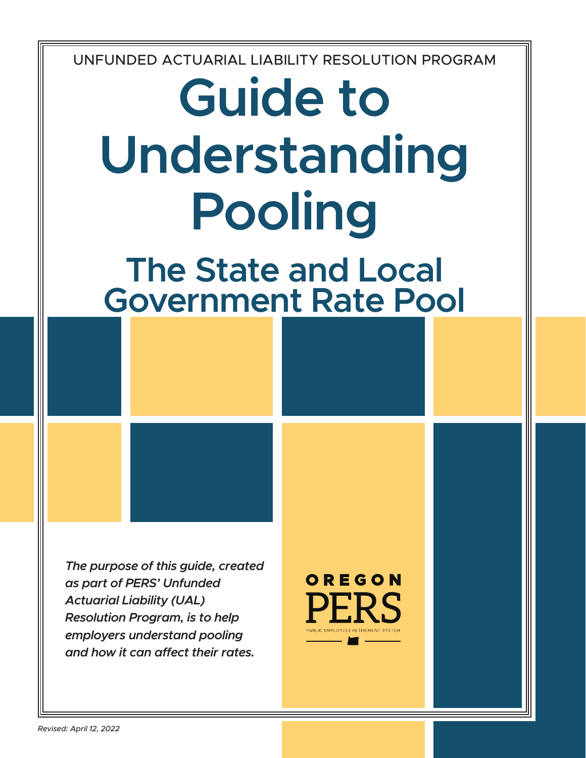UNFUNDED ACTUARIAL LIABILITY RESOLUTION PROGRAM

# Guide to Understanding Pooling

## The State and Local Government Rate Pool

*The purpose of this guide, created as part of PERS' Unfunded Actuarial Liability (UAL) Resolution Program, is to help employers understand pooling and how it can affect their rates.*

OREGON PERS

PUBLIC EMPLOYEES RETIREMENT SYSTEM

*Revised: April 12, 2022*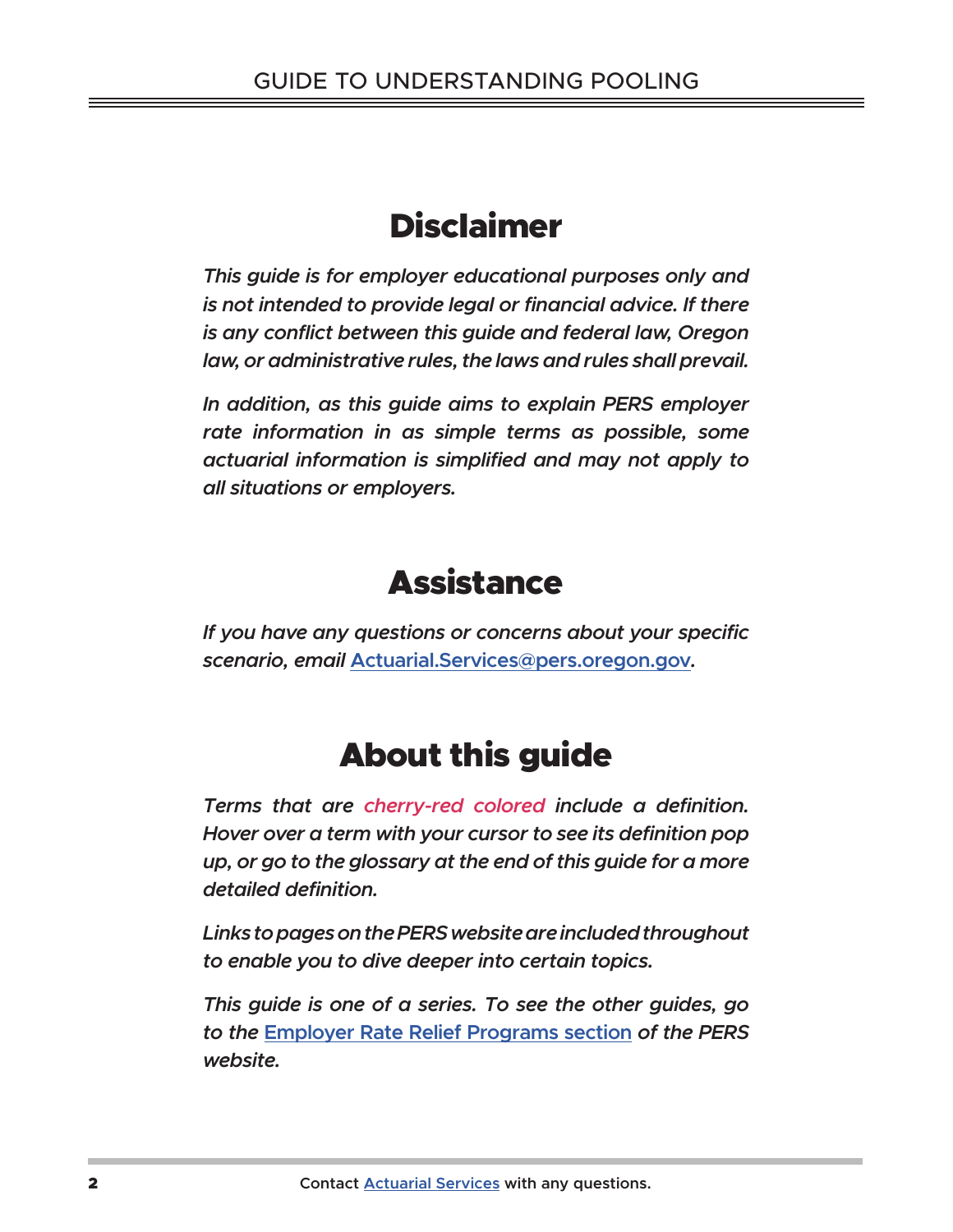## Disclaimer

*This guide is for employer educational purposes only and is not intended to provide legal or financial advice. If there is any conflict between this guide and federal law, Oregon law, or administrative rules, the laws and rules shall prevail.*

*In addition, as this guide aims to explain PERS employer rate information in as simple terms as possible, some actuarial information is simplified and may not apply to all situations or employers.*

## Assistance

*If you have any questions or concerns about your specific scenario, email [Actuarial.Services@pers.oregon.gov](mailto:Actuarial.Services@pers.oregon.gov).*

## About this guide

*Terms that are cherry-red colored include a definition. Hover over a term with your cursor to see its definition pop up, or go to the glossary at the end of this guide for a more detailed definition.*

*Links to pages on the PERS website are included throughout to enable you to dive deeper into certain topics.*

*This guide is one of a series. To see the other guides, go to the Employer Rate Relief Programs section of the PERS website.*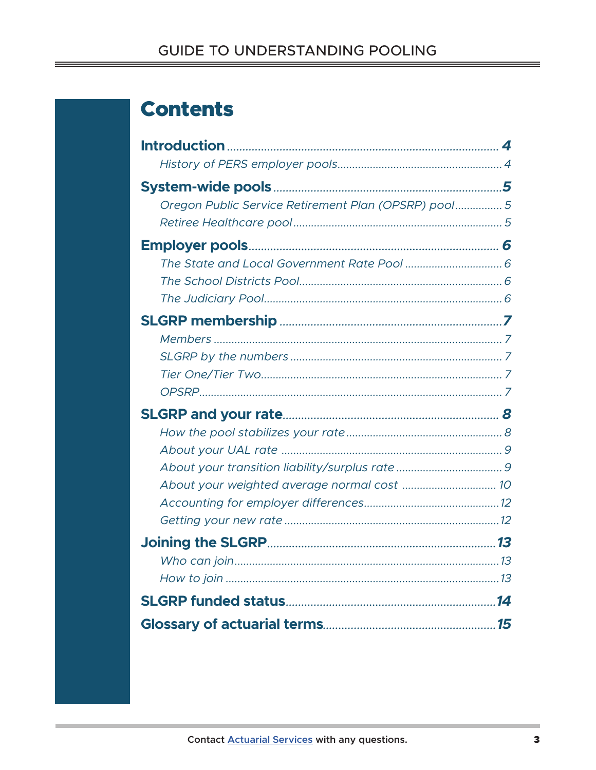# Contents

**Introduction** ........ **4**

*History of PERS employer pools* ........ *4*

**System-wide pools** ........ **5**

*Oregon Public Service Retirement Plan (OPSRP) pool* ........ *5*

*Retiree Healthcare pool* ........ *5*

**Employer pools** ........ **6**

*The State and Local Government Rate Pool* ........ *6*

*The School Districts Pool* ........ *6*

*The Judiciary Pool* ........ *6*

**SLGRP membership** ........ **7**

*Members* ........ *7*

*SLGRP by the numbers* ........ *7*

*Tier One/Tier Two* ........ *7*

*OPSRP* ........ *7*

**SLGRP and your rate** ........ **8**

*How the pool stabilizes your rate* ........ *8*

*About your UAL rate* ........ *9*

*About your transition liability/surplus rate* ........ *9*

*About your weighted average normal cost* ........ *10*

*Accounting for employer differences* ........ *12*

*Getting your new rate* ........ *12*

**Joining the SLGRP** ........ **13**

*Who can join* ........ *13*

*How to join* ........ *13*

**SLGRP funded status** ........ **14**

**Glossary of actuarial terms** ........ **15**

Contact Actuarial Services with any questions.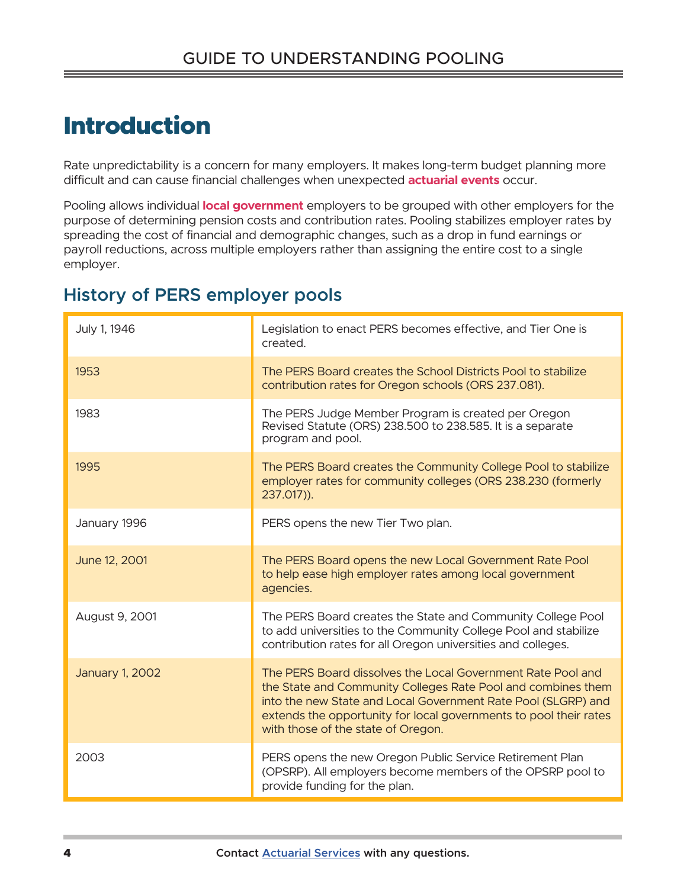# Introduction

Rate unpredictability is a concern for many employers. It makes long-term budget planning more difficult and can cause financial challenges when unexpected **actuarial events** occur.

Pooling allows individual **local government** employers to be grouped with other employers for the purpose of determining pension costs and contribution rates. Pooling stabilizes employer rates by spreading the cost of financial and demographic changes, such as a drop in fund earnings or payroll reductions, across multiple employers rather than assigning the entire cost to a single employer.

## History of PERS employer pools

| | |
|---|---|
| July 1, 1946 | Legislation to enact PERS becomes effective, and Tier One is created. |
| 1953 | The PERS Board creates the School Districts Pool to stabilize contribution rates for Oregon schools (ORS 237.081). |
| 1983 | The PERS Judge Member Program is created per Oregon Revised Statute (ORS) 238.500 to 238.585. It is a separate program and pool. |
| 1995 | The PERS Board creates the Community College Pool to stabilize employer rates for community colleges (ORS 238.230 (formerly 237.017)). |
| January 1996 | PERS opens the new Tier Two plan. |
| June 12, 2001 | The PERS Board opens the new Local Government Rate Pool to help ease high employer rates among local government agencies. |
| August 9, 2001 | The PERS Board creates the State and Community College Pool to add universities to the Community College Pool and stabilize contribution rates for all Oregon universities and colleges. |
| January 1, 2002 | The PERS Board dissolves the Local Government Rate Pool and the State and Community Colleges Rate Pool and combines them into the new State and Local Government Rate Pool (SLGRP) and extends the opportunity for local governments to pool their rates with those of the state of Oregon. |
| 2003 | PERS opens the new Oregon Public Service Retirement Plan (OPSRP). All employers become members of the OPSRP pool to provide funding for the plan. |

Contact Actuarial Services with any questions.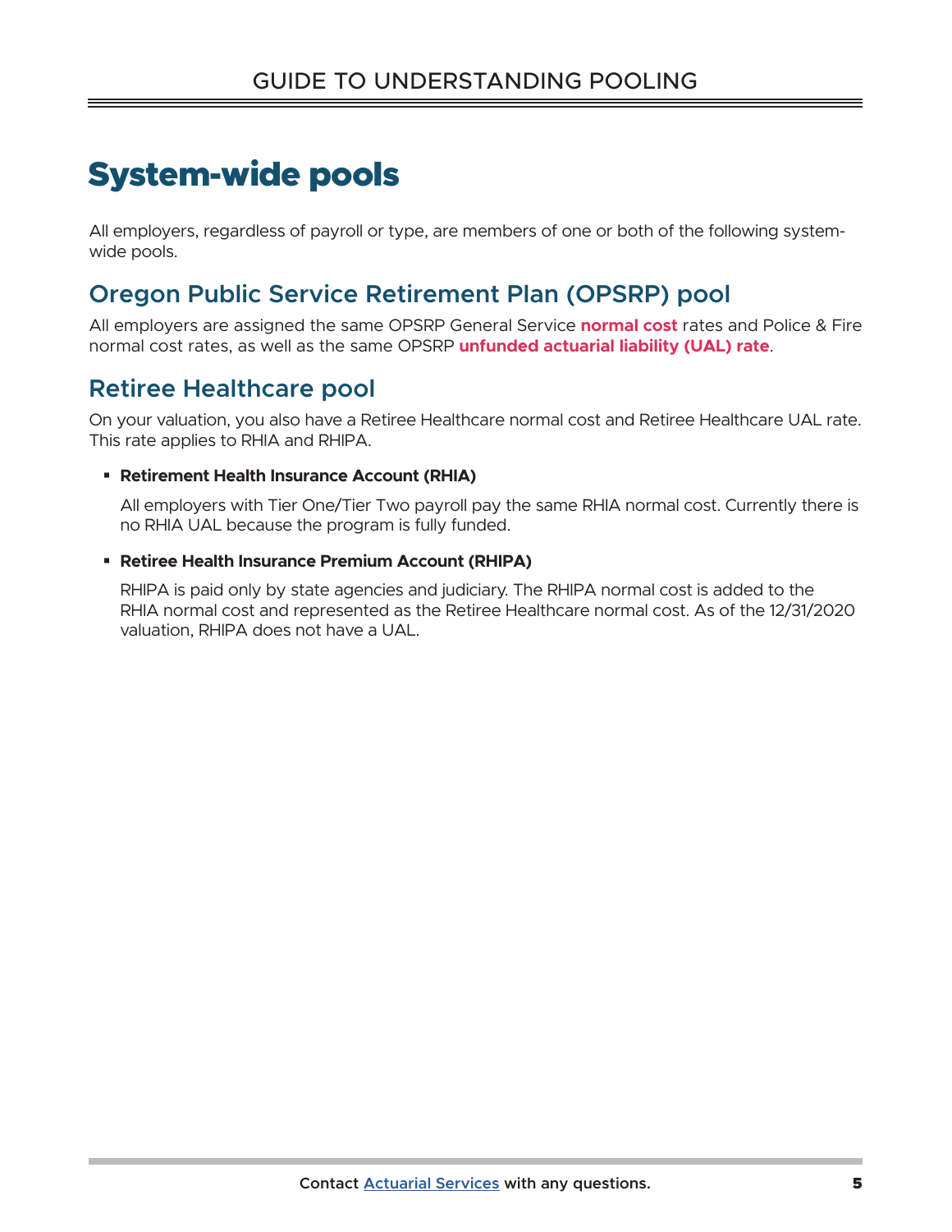# System-wide pools

All employers, regardless of payroll or type, are members of one or both of the following system-wide pools.

## Oregon Public Service Retirement Plan (OPSRP) pool

All employers are assigned the same OPSRP General Service **normal cost** rates and Police & Fire normal cost rates, as well as the same OPSRP **unfunded actuarial liability (UAL) rate**.

## Retiree Healthcare pool

On your valuation, you also have a Retiree Healthcare normal cost and Retiree Healthcare UAL rate. This rate applies to RHIA and RHIPA.

- **Retirement Health Insurance Account (RHIA)**

  All employers with Tier One/Tier Two payroll pay the same RHIA normal cost. Currently there is no RHIA UAL because the program is fully funded.

- **Retiree Health Insurance Premium Account (RHIPA)**

  RHIPA is paid only by state agencies and judiciary. The RHIPA normal cost is added to the RHIA normal cost and represented as the Retiree Healthcare normal cost. As of the 12/31/2020 valuation, RHIPA does not have a UAL.

Contact Actuarial Services with any questions.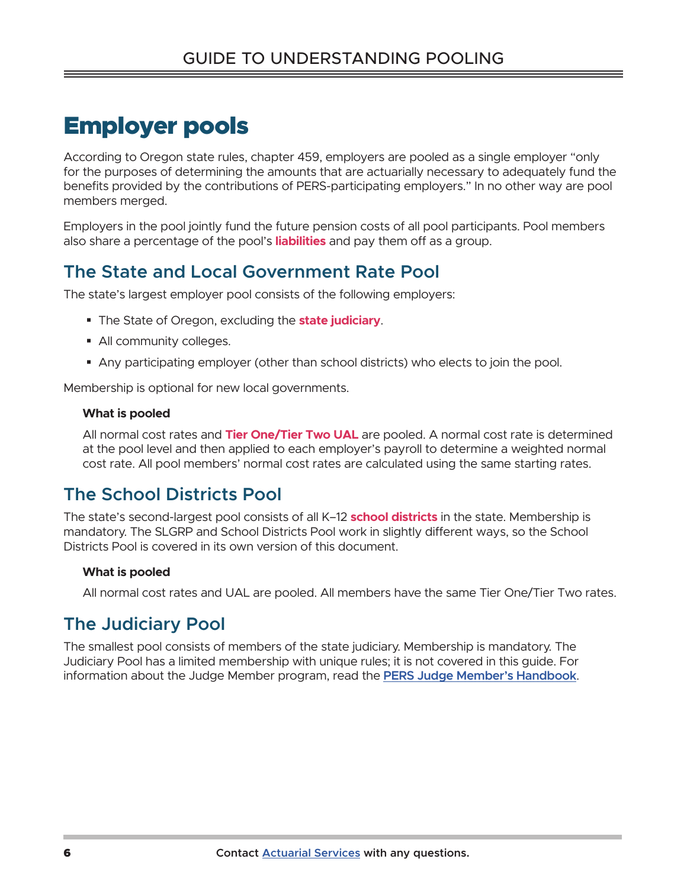# Employer pools

According to Oregon state rules, chapter 459, employers are pooled as a single employer "only for the purposes of determining the amounts that are actuarially necessary to adequately fund the benefits provided by the contributions of PERS-participating employers." In no other way are pool members merged.

Employers in the pool jointly fund the future pension costs of all pool participants. Pool members also share a percentage of the pool's **liabilities** and pay them off as a group.

## The State and Local Government Rate Pool

The state's largest employer pool consists of the following employers:

- The State of Oregon, excluding the **state judiciary**.
- All community colleges.
- Any participating employer (other than school districts) who elects to join the pool.

Membership is optional for new local governments.

**What is pooled**

All normal cost rates and **Tier One/Tier Two UAL** are pooled. A normal cost rate is determined at the pool level and then applied to each employer's payroll to determine a weighted normal cost rate. All pool members' normal cost rates are calculated using the same starting rates.

## The School Districts Pool

The state's second-largest pool consists of all K–12 **school districts** in the state. Membership is mandatory. The SLGRP and School Districts Pool work in slightly different ways, so the School Districts Pool is covered in its own version of this document.

**What is pooled**

All normal cost rates and UAL are pooled. All members have the same Tier One/Tier Two rates.

## The Judiciary Pool

The smallest pool consists of members of the state judiciary. Membership is mandatory. The Judiciary Pool has a limited membership with unique rules; it is not covered in this guide. For information about the Judge Member program, read the PERS Judge Member's Handbook.

**Contact Actuarial Services with any questions.**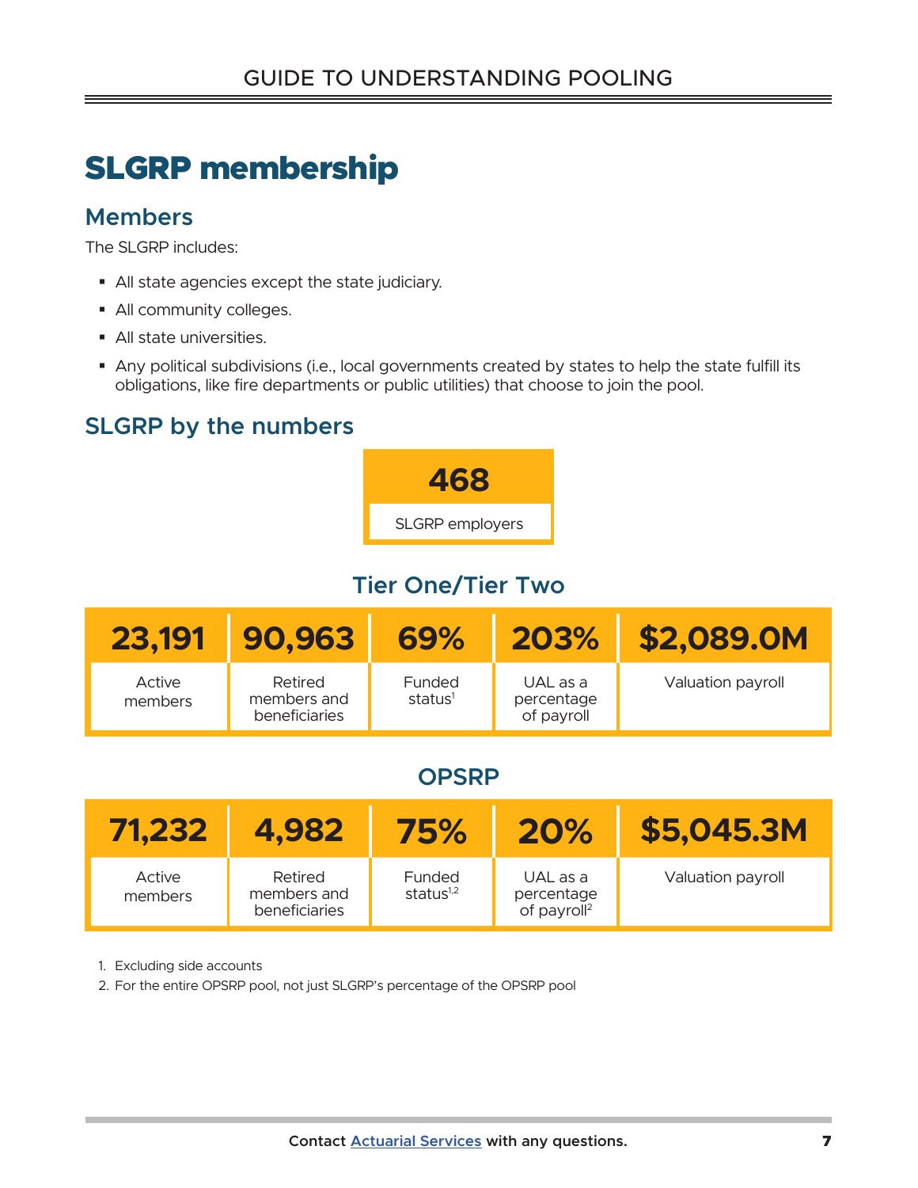# SLGRP membership

## Members

The SLGRP includes:

- All state agencies except the state judiciary.
- All community colleges.
- All state universities.
- Any political subdivisions (i.e., local governments created by states to help the state fulfill its obligations, like fire departments or public utilities) that choose to join the pool.

## SLGRP by the numbers

| 468 |
| --- |
| SLGRP employers |

### Tier One/Tier Two

| 23,191 | 90,963 | 69% | 203% | $2,089.0M |
| --- | --- | --- | --- | --- |
| Active members | Retired members and beneficiaries | Funded status[1] | UAL as a percentage of payroll | Valuation payroll |

### OPSRP

| 71,232 | 4,982 | 75% | 20% | $5,045.3M |
| --- | --- | --- | --- | --- |
| Active members | Retired members and beneficiaries | Funded status[1,2] | UAL as a percentage of payroll[2] | Valuation payroll |

1. Excluding side accounts
2. For the entire OPSRP pool, not just SLGRP's percentage of the OPSRP pool

Contact Actuarial Services with any questions.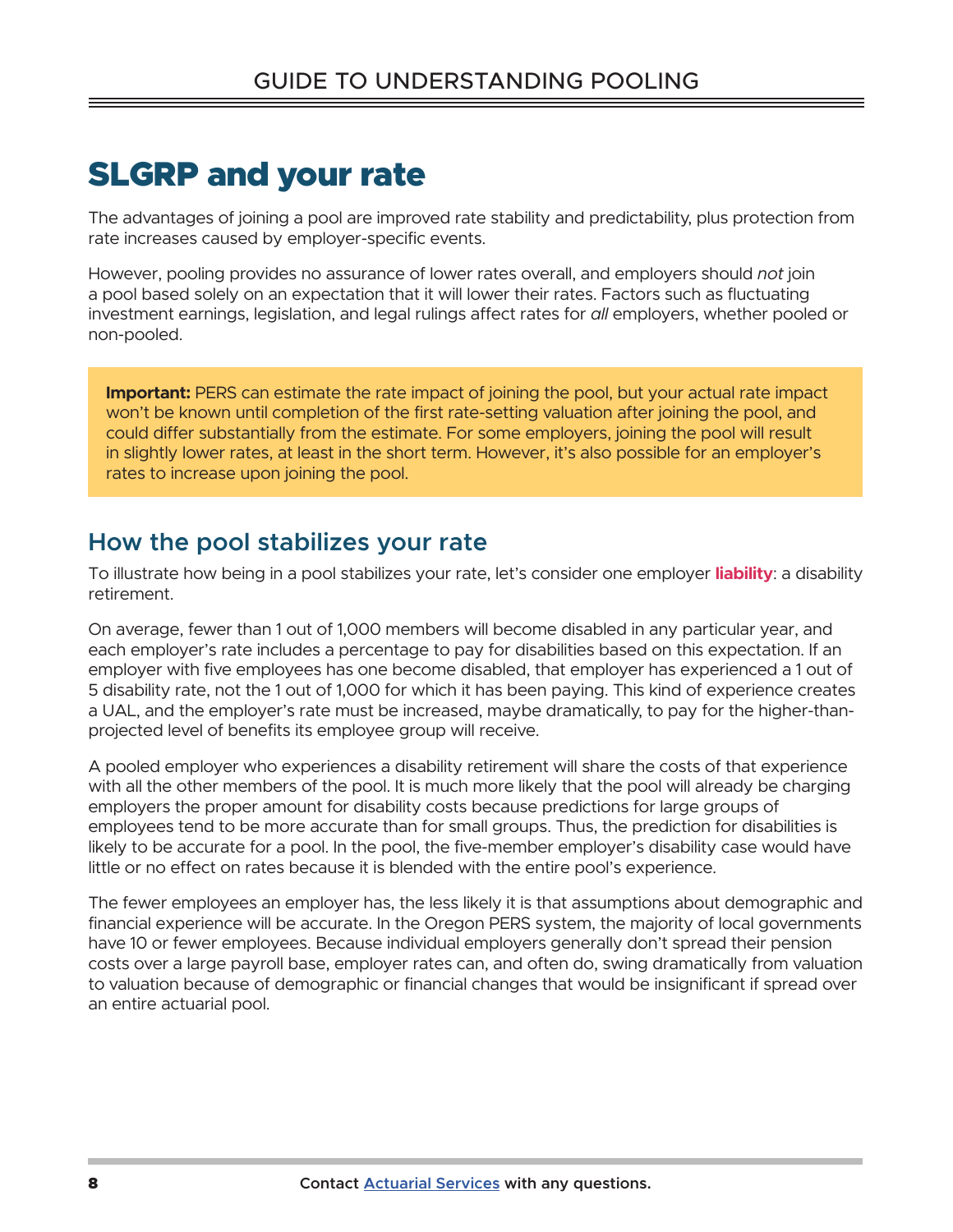# SLGRP and your rate

The advantages of joining a pool are improved rate stability and predictability, plus protection from rate increases caused by employer-specific events.

However, pooling provides no assurance of lower rates overall, and employers should *not* join a pool based solely on an expectation that it will lower their rates. Factors such as fluctuating investment earnings, legislation, and legal rulings affect rates for *all* employers, whether pooled or non-pooled.

> **Important:** PERS can estimate the rate impact of joining the pool, but your actual rate impact won't be known until completion of the first rate-setting valuation after joining the pool, and could differ substantially from the estimate. For some employers, joining the pool will result in slightly lower rates, at least in the short term. However, it's also possible for an employer's rates to increase upon joining the pool.

## How the pool stabilizes your rate

To illustrate how being in a pool stabilizes your rate, let's consider one employer **liability**: a disability retirement.

On average, fewer than 1 out of 1,000 members will become disabled in any particular year, and each employer's rate includes a percentage to pay for disabilities based on this expectation. If an employer with five employees has one become disabled, that employer has experienced a 1 out of 5 disability rate, not the 1 out of 1,000 for which it has been paying. This kind of experience creates a UAL, and the employer's rate must be increased, maybe dramatically, to pay for the higher-than-projected level of benefits its employee group will receive.

A pooled employer who experiences a disability retirement will share the costs of that experience with all the other members of the pool. It is much more likely that the pool will already be charging employers the proper amount for disability costs because predictions for large groups of employees tend to be more accurate than for small groups. Thus, the prediction for disabilities is likely to be accurate for a pool. In the pool, the five-member employer's disability case would have little or no effect on rates because it is blended with the entire pool's experience.

The fewer employees an employer has, the less likely it is that assumptions about demographic and financial experience will be accurate. In the Oregon PERS system, the majority of local governments have 10 or fewer employees. Because individual employers generally don't spread their pension costs over a large payroll base, employer rates can, and often do, swing dramatically from valuation to valuation because of demographic or financial changes that would be insignificant if spread over an entire actuarial pool.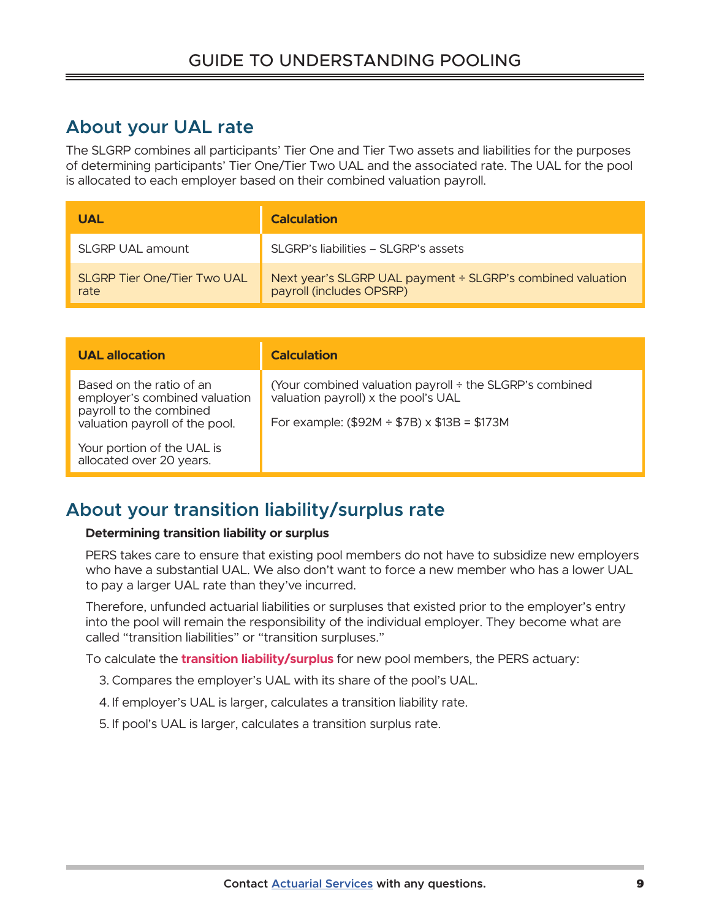## About your UAL rate

The SLGRP combines all participants' Tier One and Tier Two assets and liabilities for the purposes of determining participants' Tier One/Tier Two UAL and the associated rate. The UAL for the pool is allocated to each employer based on their combined valuation payroll.

| UAL | Calculation |
|---|---|
| SLGRP UAL amount | SLGRP's liabilities – SLGRP's assets |
| SLGRP Tier One/Tier Two UAL rate | Next year's SLGRP UAL payment ÷ SLGRP's combined valuation payroll (includes OPSRP) |

| UAL allocation | Calculation |
|---|---|
| Based on the ratio of an employer's combined valuation payroll to the combined valuation payroll of the pool.<br><br>Your portion of the UAL is allocated over 20 years. | (Your combined valuation payroll ÷ the SLGRP's combined valuation payroll) x the pool's UAL<br><br>For example: ($92M ÷ $7B) x $13B = $173M |

## About your transition liability/surplus rate

**Determining transition liability or surplus**

PERS takes care to ensure that existing pool members do not have to subsidize new employers who have a substantial UAL. We also don't want to force a new member who has a lower UAL to pay a larger UAL rate than they've incurred.

Therefore, unfunded actuarial liabilities or surpluses that existed prior to the employer's entry into the pool will remain the responsibility of the individual employer. They become what are called "transition liabilities" or "transition surpluses."

To calculate the **transition liability/surplus** for new pool members, the PERS actuary:

3. Compares the employer's UAL with its share of the pool's UAL.
4. If employer's UAL is larger, calculates a transition liability rate.
5. If pool's UAL is larger, calculates a transition surplus rate.

Contact Actuarial Services with any questions.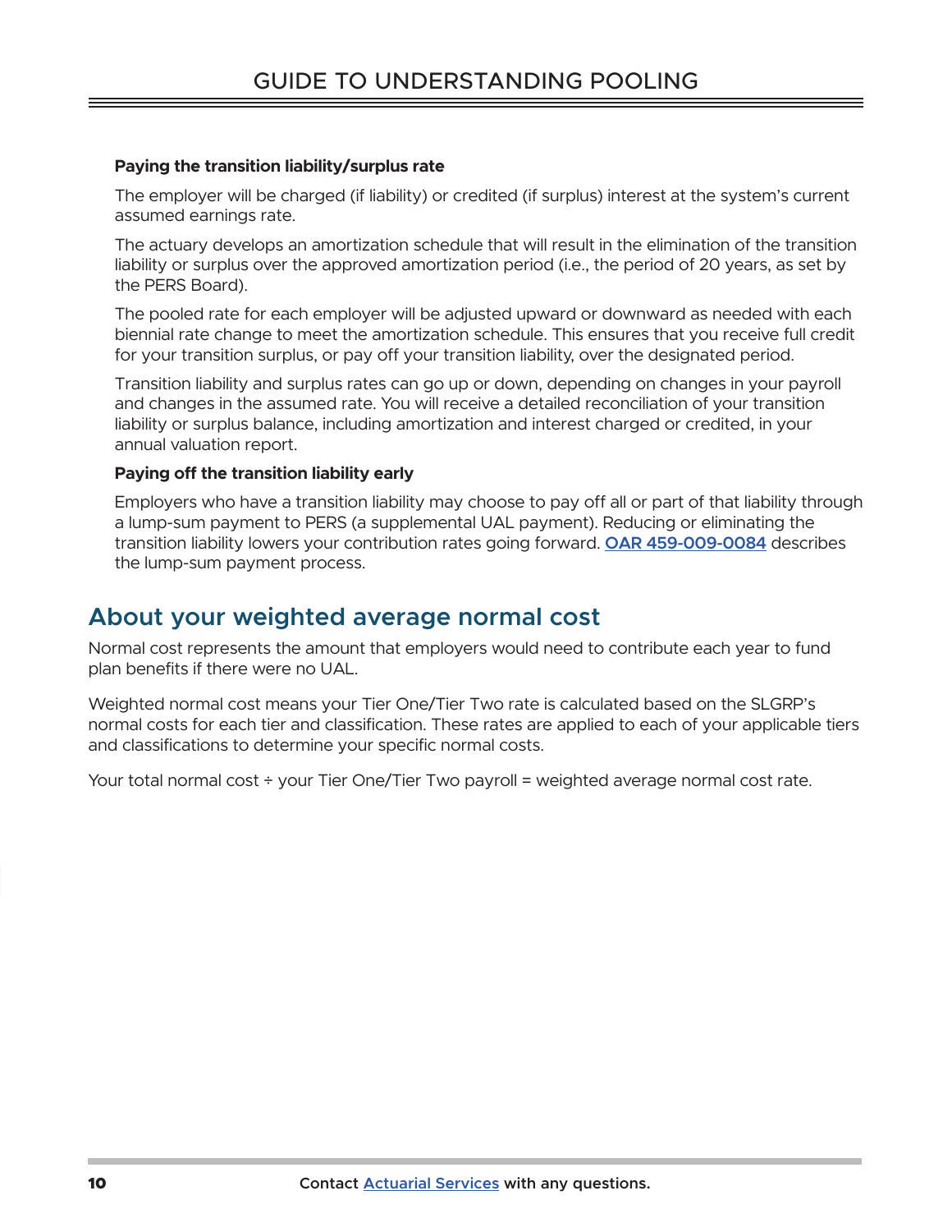**Paying the transition liability/surplus rate**

The employer will be charged (if liability) or credited (if surplus) interest at the system's current assumed earnings rate.

The actuary develops an amortization schedule that will result in the elimination of the transition liability or surplus over the approved amortization period (i.e., the period of 20 years, as set by the PERS Board).

The pooled rate for each employer will be adjusted upward or downward as needed with each biennial rate change to meet the amortization schedule. This ensures that you receive full credit for your transition surplus, or pay off your transition liability, over the designated period.

Transition liability and surplus rates can go up or down, depending on changes in your payroll and changes in the assumed rate. You will receive a detailed reconciliation of your transition liability or surplus balance, including amortization and interest charged or credited, in your annual valuation report.

**Paying off the transition liability early**

Employers who have a transition liability may choose to pay off all or part of that liability through a lump-sum payment to PERS (a supplemental UAL payment). Reducing or eliminating the transition liability lowers your contribution rates going forward. **OAR 459-009-0084** describes the lump-sum payment process.

## About your weighted average normal cost

Normal cost represents the amount that employers would need to contribute each year to fund plan benefits if there were no UAL.

Weighted normal cost means your Tier One/Tier Two rate is calculated based on the SLGRP's normal costs for each tier and classification. These rates are applied to each of your applicable tiers and classifications to determine your specific normal costs.

Your total normal cost ÷ your Tier One/Tier Two payroll = weighted average normal cost rate.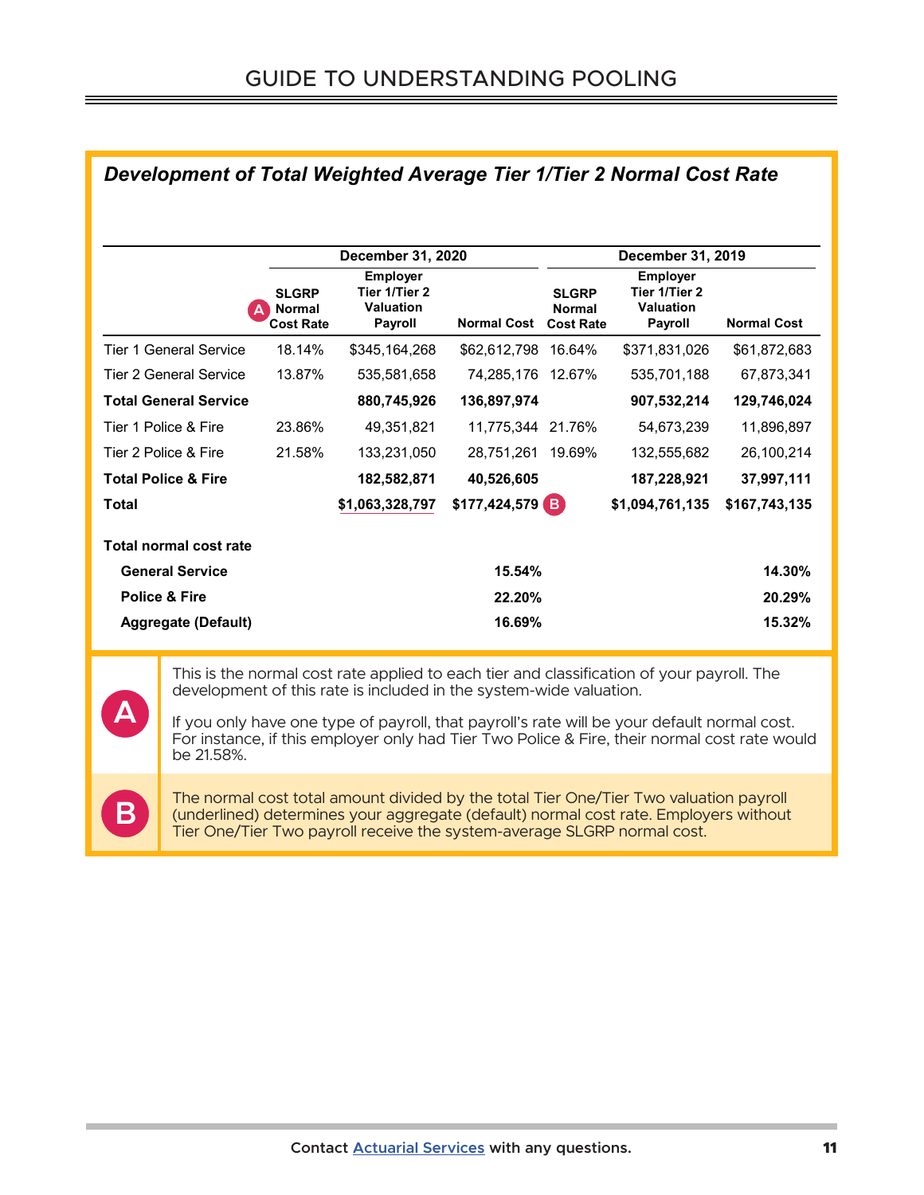### *Development of Total Weighted Average Tier 1/Tier 2 Normal Cost Rate*

| | December 31, 2020 | | | December 31, 2019 | | |
|---|---|---|---|---|---|---|
| | (A) SLGRP Normal Cost Rate | Employer Tier 1/Tier 2 Valuation Payroll | Normal Cost | SLGRP Normal Cost Rate | Employer Tier 1/Tier 2 Valuation Payroll | Normal Cost |
| Tier 1 General Service | 18.14% | $345,164,268 | $62,612,798 | 16.64% | $371,831,026 | $61,872,683 |
| Tier 2 General Service | 13.87% | 535,581,658 | 74,285,176 | 12.67% | 535,701,188 | 67,873,341 |
| **Total General Service** | | **880,745,926** | **136,897,974** | | **907,532,214** | **129,746,024** |
| Tier 1 Police & Fire | 23.86% | 49,351,821 | 11,775,344 | 21.76% | 54,673,239 | 11,896,897 |
| Tier 2 Police & Fire | 21.58% | 133,231,050 | 28,751,261 | 19.69% | 132,555,682 | 26,100,214 |
| **Total Police & Fire** | | **182,582,871** | **40,526,605** | | **187,228,921** | **37,997,111** |
| **Total** | | **<u>$1,063,328,797</u>** | **$177,424,579** (B) | | **$1,094,761,135** | **$167,743,135** |
| | | | | | | |
| **Total normal cost rate** | | | | | | |
| **General Service** | | | **15.54%** | | | **14.30%** |
| **Police & Fire** | | | **22.20%** | | | **20.29%** |
| **Aggregate (Default)** | | | **16.69%** | | | **15.32%** |

**A** This is the normal cost rate applied to each tier and classification of your payroll. The development of this rate is included in the system-wide valuation.

If you only have one type of payroll, that payroll's rate will be your default normal cost. For instance, if this employer only had Tier Two Police & Fire, their normal cost rate would be 21.58%.

**B** The normal cost total amount divided by the total Tier One/Tier Two valuation payroll (underlined) determines your aggregate (default) normal cost rate. Employers without Tier One/Tier Two payroll receive the system-average SLGRP normal cost.

Contact Actuarial Services with any questions.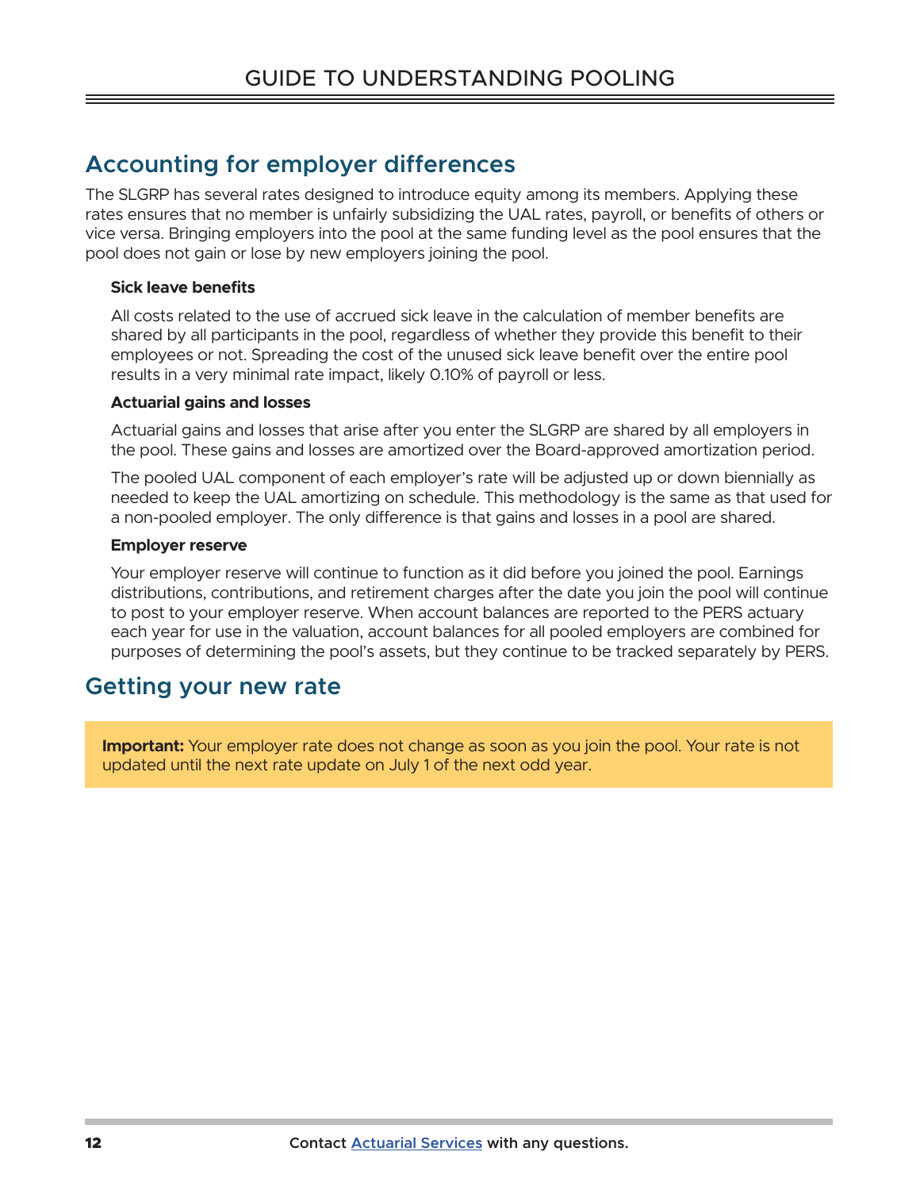## Accounting for employer differences

The SLGRP has several rates designed to introduce equity among its members. Applying these rates ensures that no member is unfairly subsidizing the UAL rates, payroll, or benefits of others or vice versa. Bringing employers into the pool at the same funding level as the pool ensures that the pool does not gain or lose by new employers joining the pool.

### Sick leave benefits

All costs related to the use of accrued sick leave in the calculation of member benefits are shared by all participants in the pool, regardless of whether they provide this benefit to their employees or not. Spreading the cost of the unused sick leave benefit over the entire pool results in a very minimal rate impact, likely 0.10% of payroll or less.

### Actuarial gains and losses

Actuarial gains and losses that arise after you enter the SLGRP are shared by all employers in the pool. These gains and losses are amortized over the Board-approved amortization period.

The pooled UAL component of each employer's rate will be adjusted up or down biennially as needed to keep the UAL amortizing on schedule. This methodology is the same as that used for a non-pooled employer. The only difference is that gains and losses in a pool are shared.

### Employer reserve

Your employer reserve will continue to function as it did before you joined the pool. Earnings distributions, contributions, and retirement charges after the date you join the pool will continue to post to your employer reserve. When account balances are reported to the PERS actuary each year for use in the valuation, account balances for all pooled employers are combined for purposes of determining the pool's assets, but they continue to be tracked separately by PERS.

## Getting your new rate

**Important:** Your employer rate does not change as soon as you join the pool. Your rate is not updated until the next rate update on July 1 of the next odd year.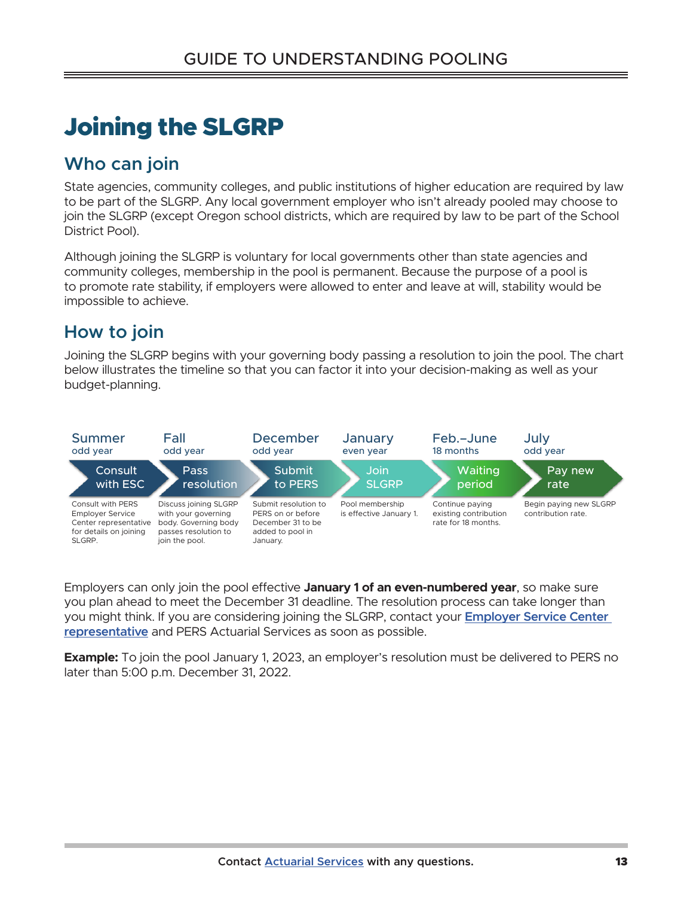# Joining the SLGRP

## Who can join

State agencies, community colleges, and public institutions of higher education are required by law to be part of the SLGRP. Any local government employer who isn't already pooled may choose to join the SLGRP (except Oregon school districts, which are required by law to be part of the School District Pool).

Although joining the SLGRP is voluntary for local governments other than state agencies and community colleges, membership in the pool is permanent. Because the purpose of a pool is to promote rate stability, if employers were allowed to enter and leave at will, stability would be impossible to achieve.

## How to join

Joining the SLGRP begins with your governing body passing a resolution to join the pool. The chart below illustrates the timeline so that you can factor it into your decision-making as well as your budget-planning.

| Summer (odd year) | Fall (odd year) | December (odd year) | January (even year) | Feb.–June (18 months) | July (odd year) |
|---|---|---|---|---|---|
| **Consult with ESC** | **Pass resolution** | **Submit to PERS** | **Join SLGRP** | **Waiting period** | **Pay new rate** |
| Consult with PERS Employer Service Center representative for details on joining SLGRP. | Discuss joining SLGRP with your governing body. Governing body passes resolution to join the pool. | Submit resolution to PERS on or before December 31 to be added to pool in January. | Pool membership is effective January 1. | Continue paying existing contribution rate for 18 months. | Begin paying new SLGRP contribution rate. |

Employers can only join the pool effective **January 1 of an even-numbered year**, so make sure you plan ahead to meet the December 31 deadline. The resolution process can take longer than you might think. If you are considering joining the SLGRP, contact your Employer Service Center representative and PERS Actuarial Services as soon as possible.

**Example:** To join the pool January 1, 2023, an employer's resolution must be delivered to PERS no later than 5:00 p.m. December 31, 2022.

Contact Actuarial Services with any questions.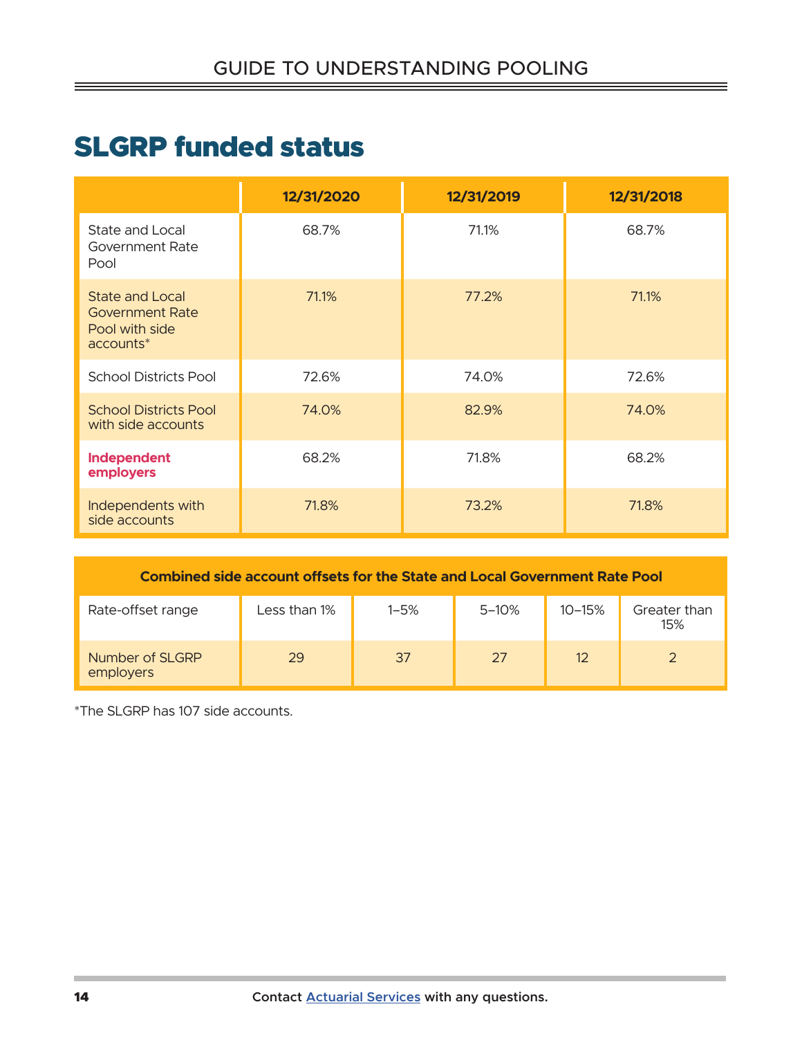# SLGRP funded status

| | 12/31/2020 | 12/31/2019 | 12/31/2018 |
|---|---|---|---|
| State and Local Government Rate Pool | 68.7% | 71.1% | 68.7% |
| State and Local Government Rate Pool with side accounts* | 71.1% | 77.2% | 71.1% |
| School Districts Pool | 72.6% | 74.0% | 72.6% |
| School Districts Pool with side accounts | 74.0% | 82.9% | 74.0% |
| **Independent employers** | 68.2% | 71.8% | 68.2% |
| Independents with side accounts | 71.8% | 73.2% | 71.8% |

| Combined side account offsets for the State and Local Government Rate Pool | | | | | |
|---|---|---|---|---|---|
| Rate-offset range | Less than 1% | 1–5% | 5–10% | 10–15% | Greater than 15% |
| Number of SLGRP employers | 29 | 37 | 27 | 12 | 2 |

*The SLGRP has 107 side accounts.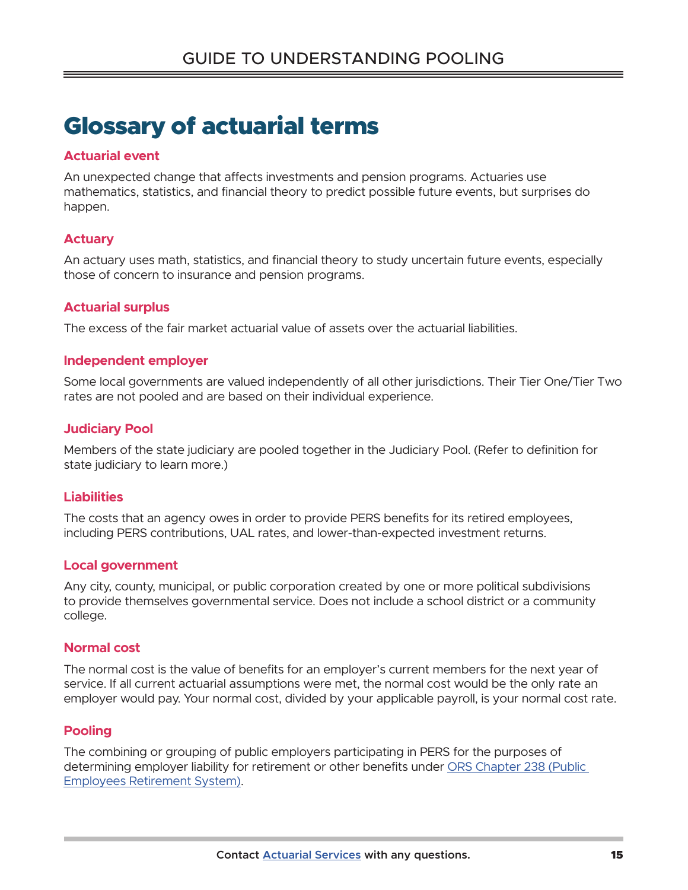# Glossary of actuarial terms

### Actuarial event

An unexpected change that affects investments and pension programs. Actuaries use mathematics, statistics, and financial theory to predict possible future events, but surprises do happen.

### Actuary

An actuary uses math, statistics, and financial theory to study uncertain future events, especially those of concern to insurance and pension programs.

### Actuarial surplus

The excess of the fair market actuarial value of assets over the actuarial liabilities.

### Independent employer

Some local governments are valued independently of all other jurisdictions. Their Tier One/Tier Two rates are not pooled and are based on their individual experience.

### Judiciary Pool

Members of the state judiciary are pooled together in the Judiciary Pool. (Refer to definition for state judiciary to learn more.)

### Liabilities

The costs that an agency owes in order to provide PERS benefits for its retired employees, including PERS contributions, UAL rates, and lower-than-expected investment returns.

### Local government

Any city, county, municipal, or public corporation created by one or more political subdivisions to provide themselves governmental service. Does not include a school district or a community college.

### Normal cost

The normal cost is the value of benefits for an employer's current members for the next year of service. If all current actuarial assumptions were met, the normal cost would be the only rate an employer would pay. Your normal cost, divided by your applicable payroll, is your normal cost rate.

### Pooling

The combining or grouping of public employers participating in PERS for the purposes of determining employer liability for retirement or other benefits under [ORS Chapter 238 (Public Employees Retirement System)](ORS Chapter 238 (Public Employees Retirement System)).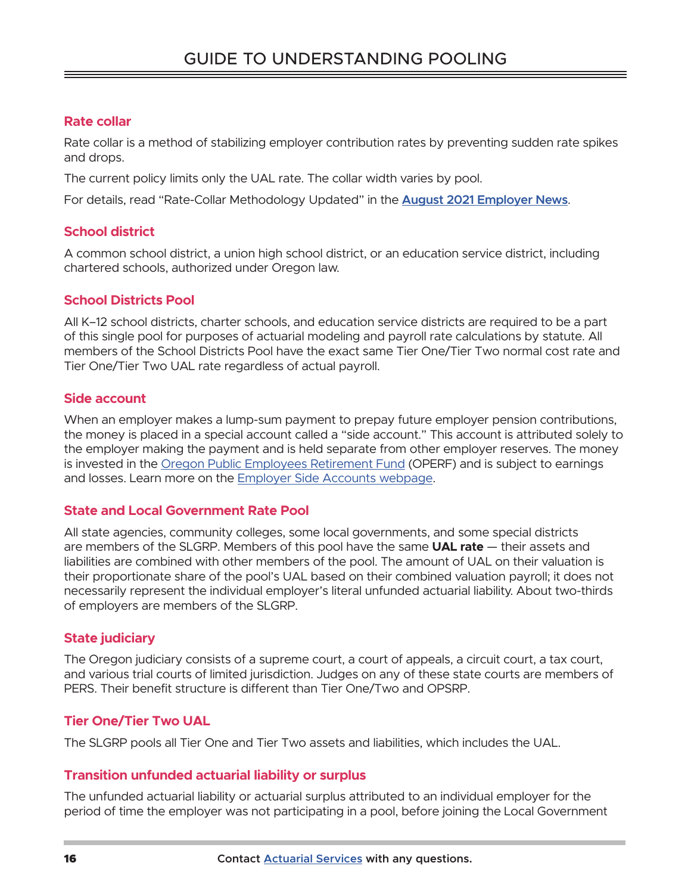### Rate collar

Rate collar is a method of stabilizing employer contribution rates by preventing sudden rate spikes and drops.

The current policy limits only the UAL rate. The collar width varies by pool.

For details, read "Rate-Collar Methodology Updated" in the **August 2021 Employer News**.

### School district

A common school district, a union high school district, or an education service district, including chartered schools, authorized under Oregon law.

### School Districts Pool

All K–12 school districts, charter schools, and education service districts are required to be a part of this single pool for purposes of actuarial modeling and payroll rate calculations by statute. All members of the School Districts Pool have the exact same Tier One/Tier Two normal cost rate and Tier One/Tier Two UAL rate regardless of actual payroll.

### Side account

When an employer makes a lump-sum payment to prepay future employer pension contributions, the money is placed in a special account called a "side account." This account is attributed solely to the employer making the payment and is held separate from other employer reserves. The money is invested in the Oregon Public Employees Retirement Fund (OPERF) and is subject to earnings and losses. Learn more on the Employer Side Accounts webpage.

### State and Local Government Rate Pool

All state agencies, community colleges, some local governments, and some special districts are members of the SLGRP. Members of this pool have the same **UAL rate** — their assets and liabilities are combined with other members of the pool. The amount of UAL on their valuation is their proportionate share of the pool's UAL based on their combined valuation payroll; it does not necessarily represent the individual employer's literal unfunded actuarial liability. About two-thirds of employers are members of the SLGRP.

### State judiciary

The Oregon judiciary consists of a supreme court, a court of appeals, a circuit court, a tax court, and various trial courts of limited jurisdiction. Judges on any of these state courts are members of PERS. Their benefit structure is different than Tier One/Two and OPSRP.

### Tier One/Tier Two UAL

The SLGRP pools all Tier One and Tier Two assets and liabilities, which includes the UAL.

### Transition unfunded actuarial liability or surplus

The unfunded actuarial liability or actuarial surplus attributed to an individual employer for the period of time the employer was not participating in a pool, before joining the Local Government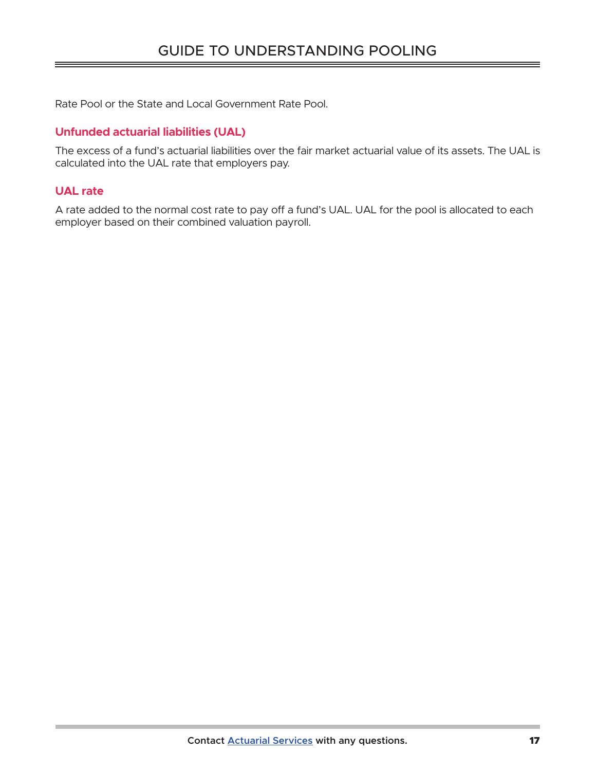Rate Pool or the State and Local Government Rate Pool.

### Unfunded actuarial liabilities (UAL)

The excess of a fund's actuarial liabilities over the fair market actuarial value of its assets. The UAL is calculated into the UAL rate that employers pay.

### UAL rate

A rate added to the normal cost rate to pay off a fund's UAL. UAL for the pool is allocated to each employer based on their combined valuation payroll.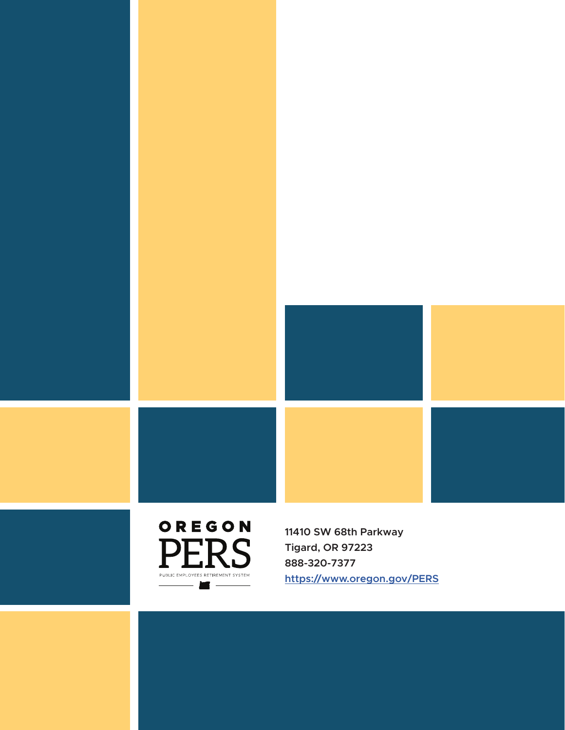OREGON
PERS
PUBLIC EMPLOYEES RETIREMENT SYSTEM

11410 SW 68th Parkway
Tigard, OR 97223
888-320-7377
https://www.oregon.gov/PERS